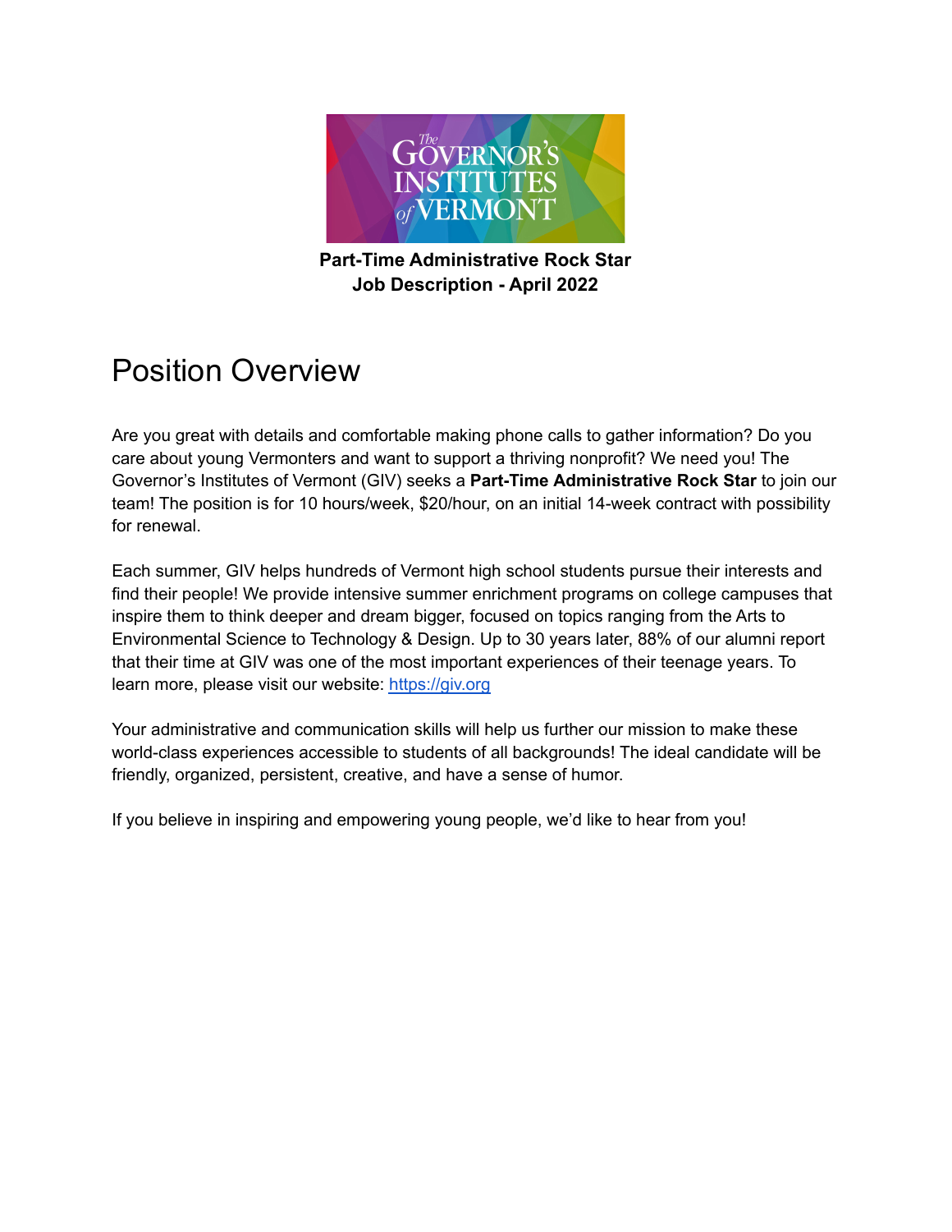**Part-Time Administrative Rock Star**
**Job Description - April 2022**

# Position Overview

Are you great with details and comfortable making phone calls to gather information? Do you care about young Vermonters and want to support a thriving nonprofit? We need you! The Governor's Institutes of Vermont (GIV) seeks a **Part-Time Administrative Rock Star** to join our team! The position is for 10 hours/week, $20/hour, on an initial 14-week contract with possibility for renewal.

Each summer, GIV helps hundreds of Vermont high school students pursue their interests and find their people! We provide intensive summer enrichment programs on college campuses that inspire them to think deeper and dream bigger, focused on topics ranging from the Arts to Environmental Science to Technology & Design. Up to 30 years later, 88% of our alumni report that their time at GIV was one of the most important experiences of their teenage years. To learn more, please visit our website: [https://giv.org](https://giv.org)

Your administrative and communication skills will help us further our mission to make these world-class experiences accessible to students of all backgrounds! The ideal candidate will be friendly, organized, persistent, creative, and have a sense of humor.

If you believe in inspiring and empowering young people, we'd like to hear from you!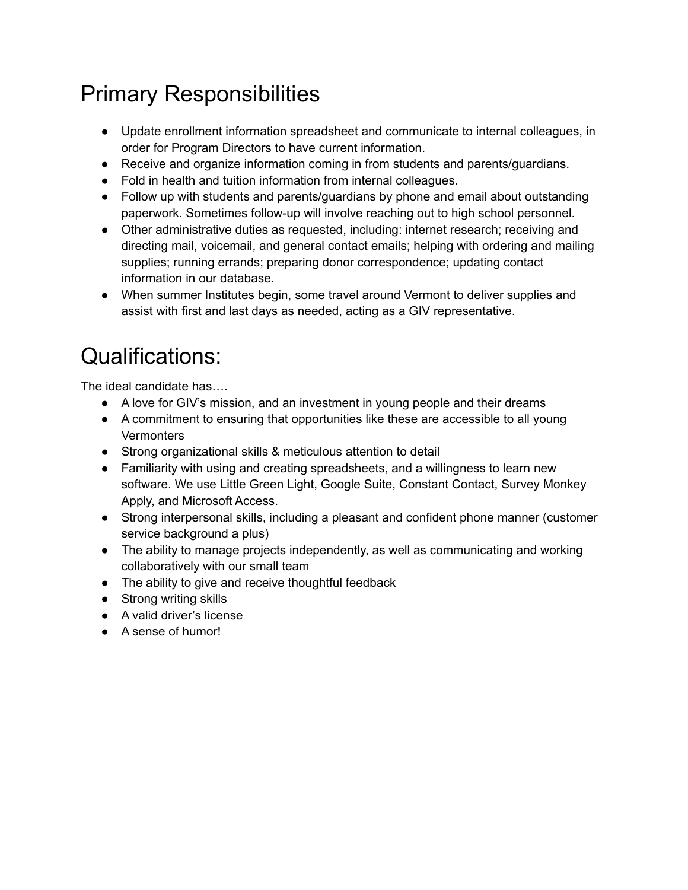# Primary Responsibilities

- Update enrollment information spreadsheet and communicate to internal colleagues, in order for Program Directors to have current information.
- Receive and organize information coming in from students and parents/guardians.
- Fold in health and tuition information from internal colleagues.
- Follow up with students and parents/guardians by phone and email about outstanding paperwork. Sometimes follow-up will involve reaching out to high school personnel.
- Other administrative duties as requested, including: internet research; receiving and directing mail, voicemail, and general contact emails; helping with ordering and mailing supplies; running errands; preparing donor correspondence; updating contact information in our database.
- When summer Institutes begin, some travel around Vermont to deliver supplies and assist with first and last days as needed, acting as a GIV representative.

# Qualifications:

The ideal candidate has….

- A love for GIV's mission, and an investment in young people and their dreams
- A commitment to ensuring that opportunities like these are accessible to all young Vermonters
- Strong organizational skills & meticulous attention to detail
- Familiarity with using and creating spreadsheets, and a willingness to learn new software. We use Little Green Light, Google Suite, Constant Contact, Survey Monkey Apply, and Microsoft Access.
- Strong interpersonal skills, including a pleasant and confident phone manner (customer service background a plus)
- The ability to manage projects independently, as well as communicating and working collaboratively with our small team
- The ability to give and receive thoughtful feedback
- Strong writing skills
- A valid driver's license
- A sense of humor!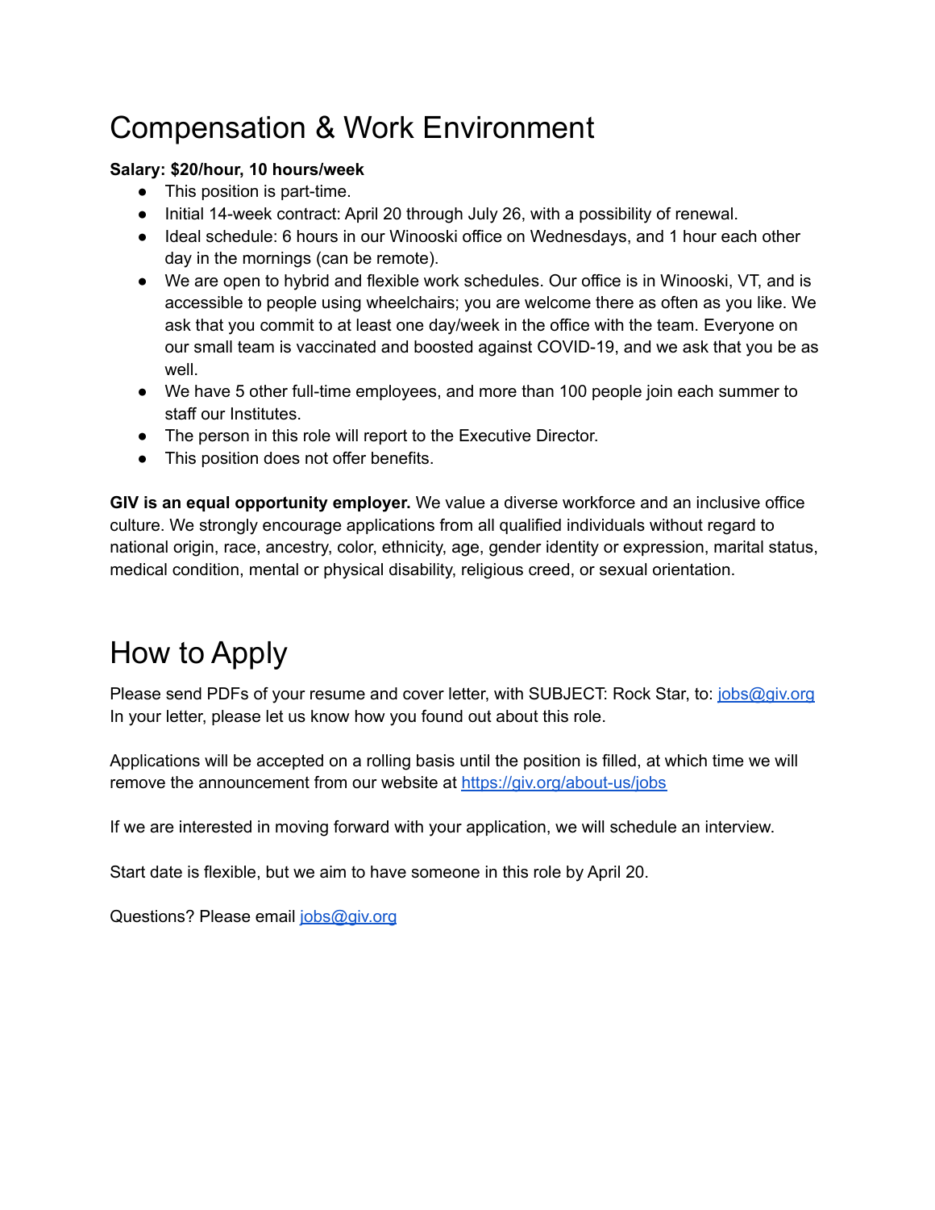# Compensation & Work Environment

**Salary: $20/hour, 10 hours/week**

- This position is part-time.
- Initial 14-week contract: April 20 through July 26, with a possibility of renewal.
- Ideal schedule: 6 hours in our Winooski office on Wednesdays, and 1 hour each other day in the mornings (can be remote).
- We are open to hybrid and flexible work schedules. Our office is in Winooski, VT, and is accessible to people using wheelchairs; you are welcome there as often as you like. We ask that you commit to at least one day/week in the office with the team. Everyone on our small team is vaccinated and boosted against COVID-19, and we ask that you be as well.
- We have 5 other full-time employees, and more than 100 people join each summer to staff our Institutes.
- The person in this role will report to the Executive Director.
- This position does not offer benefits.

**GIV is an equal opportunity employer.** We value a diverse workforce and an inclusive office culture. We strongly encourage applications from all qualified individuals without regard to national origin, race, ancestry, color, ethnicity, age, gender identity or expression, marital status, medical condition, mental or physical disability, religious creed, or sexual orientation.

# How to Apply

Please send PDFs of your resume and cover letter, with SUBJECT: Rock Star, to: [jobs@giv.org](mailto:jobs@giv.org)
In your letter, please let us know how you found out about this role.

Applications will be accepted on a rolling basis until the position is filled, at which time we will remove the announcement from our website at [https://giv.org/about-us/jobs](https://giv.org/about-us/jobs)

If we are interested in moving forward with your application, we will schedule an interview.

Start date is flexible, but we aim to have someone in this role by April 20.

Questions? Please email [jobs@giv.org](mailto:jobs@giv.org)